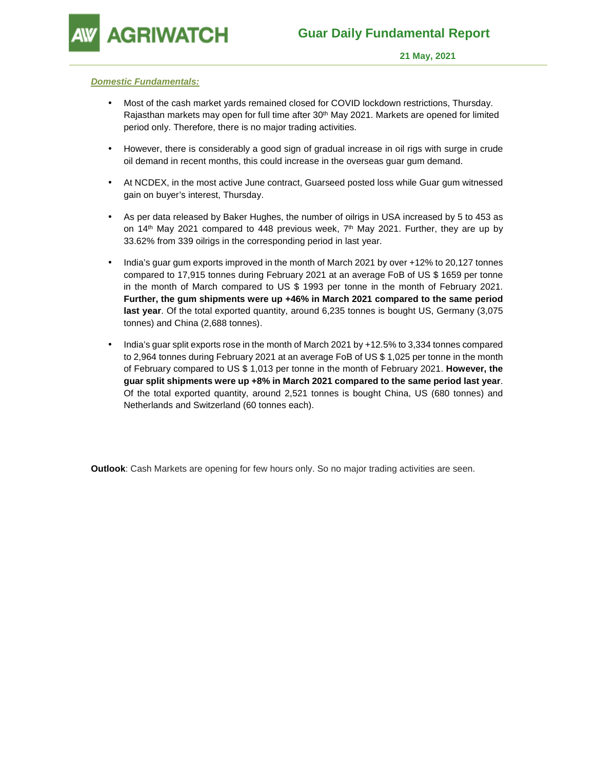# Guar Daily Fundamental Report

**21 May, 2021**

***Domestic Fundamentals:***

- Most of the cash market yards remained closed for COVID lockdown restrictions, Thursday. Rajasthan markets may open for full time after 30th May 2021. Markets are opened for limited period only. Therefore, there is no major trading activities.
- However, there is considerably a good sign of gradual increase in oil rigs with surge in crude oil demand in recent months, this could increase in the overseas guar gum demand.
- At NCDEX, in the most active June contract, Guarseed posted loss while Guar gum witnessed gain on buyer's interest, Thursday.
- As per data released by Baker Hughes, the number of oilrigs in USA increased by 5 to 453 as on 14th May 2021 compared to 448 previous week, 7th May 2021. Further, they are up by 33.62% from 339 oilrigs in the corresponding period in last year.
- India's guar gum exports improved in the month of March 2021 by over +12% to 20,127 tonnes compared to 17,915 tonnes during February 2021 at an average FoB of US $ 1659 per tonne in the month of March compared to US $ 1993 per tonne in the month of February 2021. **Further, the gum shipments were up +46% in March 2021 compared to the same period last year**. Of the total exported quantity, around 6,235 tonnes is bought US, Germany (3,075 tonnes) and China (2,688 tonnes).
- India's guar split exports rose in the month of March 2021 by +12.5% to 3,334 tonnes compared to 2,964 tonnes during February 2021 at an average FoB of US $ 1,025 per tonne in the month of February compared to US $ 1,013 per tonne in the month of February 2021. **However, the guar split shipments were up +8% in March 2021 compared to the same period last year**. Of the total exported quantity, around 2,521 tonnes is bought China, US (680 tonnes) and Netherlands and Switzerland (60 tonnes each).

**Outlook**: Cash Markets are opening for few hours only. So no major trading activities are seen.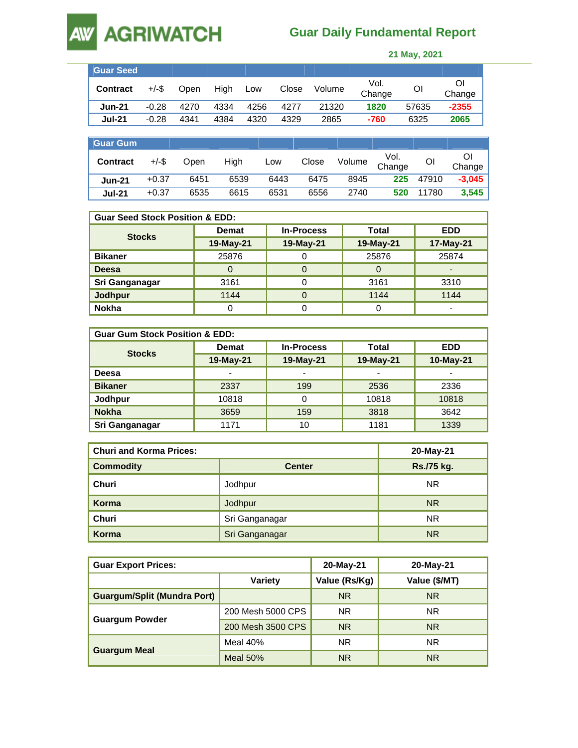# AGRIWATCH

## Guar Daily Fundamental Report

21 May, 2021

**Guar Seed**

| Contract | +/-$ | Open | High | Low | Close | Volume | Vol. Change | OI | OI Change |
|---|---|---|---|---|---|---|---|---|---|
| Jun-21 | -0.28 | 4270 | 4334 | 4256 | 4277 | 21320 | 1820 | 57635 | -2355 |
| Jul-21 | -0.28 | 4341 | 4384 | 4320 | 4329 | 2865 | -760 | 6325 | 2065 |

**Guar Gum**

| Contract | +/-$ | Open | High | Low | Close | Volume | Vol. Change | OI | OI Change |
|---|---|---|---|---|---|---|---|---|---|
| Jun-21 | +0.37 | 6451 | 6539 | 6443 | 6475 | 8945 | 225 | 47910 | -3,045 |
| Jul-21 | +0.37 | 6535 | 6615 | 6531 | 6556 | 2740 | 520 | 11780 | 3,545 |

**Guar Seed Stock Position & EDD:**

| Stocks | Demat | In-Process | Total | EDD |
|---|---|---|---|---|
| | 19-May-21 | 19-May-21 | 19-May-21 | 17-May-21 |
| Bikaner | 25876 | 0 | 25876 | 25874 |
| Deesa | 0 | 0 | 0 | - |
| Sri Ganganagar | 3161 | 0 | 3161 | 3310 |
| Jodhpur | 1144 | 0 | 1144 | 1144 |
| Nokha | 0 | 0 | 0 | - |

**Guar Gum Stock Position & EDD:**

| Stocks | Demat | In-Process | Total | EDD |
|---|---|---|---|---|
| | 19-May-21 | 19-May-21 | 19-May-21 | 10-May-21 |
| Deesa | - | - | - | - |
| Bikaner | 2337 | 199 | 2536 | 2336 |
| Jodhpur | 10818 | 0 | 10818 | 10818 |
| Nokha | 3659 | 159 | 3818 | 3642 |
| Sri Ganganagar | 1171 | 10 | 1181 | 1339 |

| Churi and Korma Prices: | | 20-May-21 |
|---|---|---|
| Commodity | Center | Rs./75 kg. |
| Churi | Jodhpur | NR |
| Korma | Jodhpur | NR |
| Churi | Sri Ganganagar | NR |
| Korma | Sri Ganganagar | NR |

| Guar Export Prices: | | 20-May-21 | 20-May-21 |
|---|---|---|---|
| | Variety | Value (Rs/Kg) | Value ($/MT) |
| Guargum/Split (Mundra Port) | | NR | NR |
| Guargum Powder | 200 Mesh 5000 CPS | NR | NR |
| | 200 Mesh 3500 CPS | NR | NR |
| Guargum Meal | Meal 40% | NR | NR |
| | Meal 50% | NR | NR |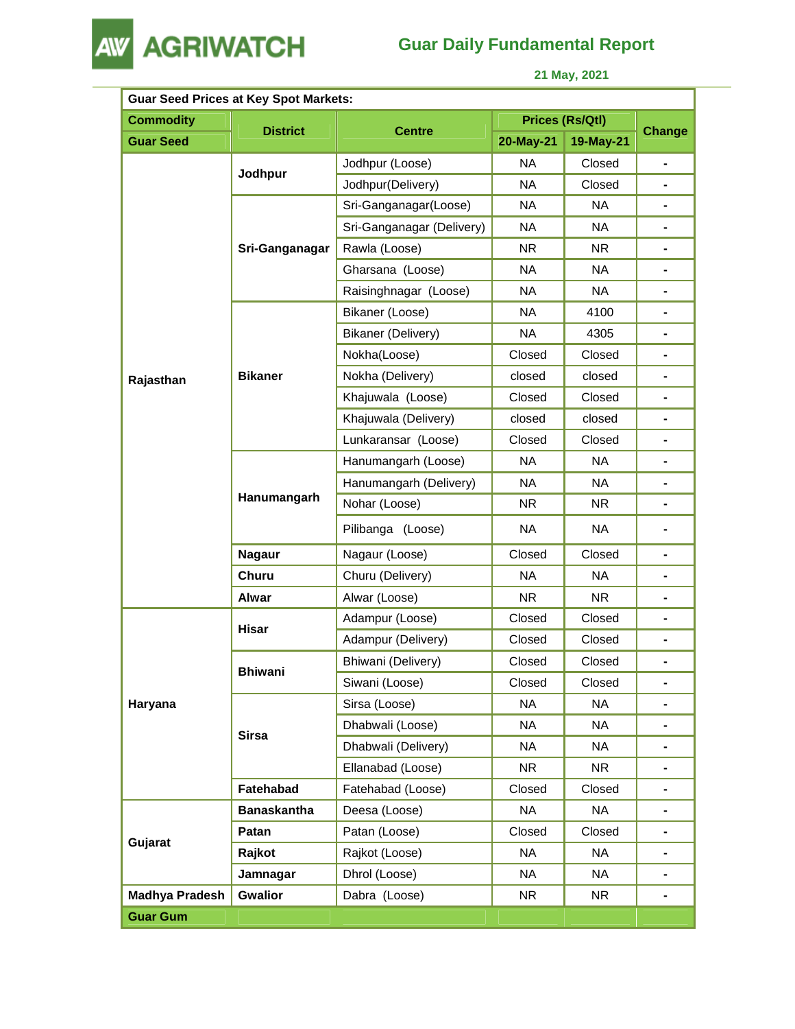# Guar Daily Fundamental Report

21 May, 2021

| Guar Seed Prices at Key Spot Markets: | | | | | |
|---|---|---|---|---|---|
| **Commodity** | **District** | **Centre** | **Prices (Rs/Qtl)** | | **Change** |
| **Guar Seed** | | | **20-May-21** | **19-May-21** | |
| **Rajasthan** | **Jodhpur** | Jodhpur (Loose) | NA | Closed | - |
| | | Jodhpur(Delivery) | NA | Closed | - |
| | **Sri-Ganganagar** | Sri-Ganganagar(Loose) | NA | NA | - |
| | | Sri-Ganganagar (Delivery) | NA | NA | - |
| | | Rawla (Loose) | NR | NR | - |
| | | Gharsana (Loose) | NA | NA | - |
| | | Raisinghnagar (Loose) | NA | NA | - |
| | **Bikaner** | Bikaner (Loose) | NA | 4100 | - |
| | | Bikaner (Delivery) | NA | 4305 | - |
| | | Nokha(Loose) | Closed | Closed | - |
| | | Nokha (Delivery) | closed | closed | - |
| | | Khajuwala (Loose) | Closed | Closed | - |
| | | Khajuwala (Delivery) | closed | closed | - |
| | | Lunkaransar (Loose) | Closed | Closed | - |
| | **Hanumangarh** | Hanumangarh (Loose) | NA | NA | - |
| | | Hanumangarh (Delivery) | NA | NA | - |
| | | Nohar (Loose) | NR | NR | - |
| | | Pilibanga (Loose) | NA | NA | - |
| | **Nagaur** | Nagaur (Loose) | Closed | Closed | - |
| | **Churu** | Churu (Delivery) | NA | NA | - |
| | **Alwar** | Alwar (Loose) | NR | NR | - |
| **Haryana** | **Hisar** | Adampur (Loose) | Closed | Closed | - |
| | | Adampur (Delivery) | Closed | Closed | - |
| | **Bhiwani** | Bhiwani (Delivery) | Closed | Closed | - |
| | | Siwani (Loose) | Closed | Closed | - |
| | **Sirsa** | Sirsa (Loose) | NA | NA | - |
| | | Dhabwali (Loose) | NA | NA | - |
| | | Dhabwali (Delivery) | NA | NA | - |
| | | Ellanabad (Loose) | NR | NR | - |
| | **Fatehabad** | Fatehabad (Loose) | Closed | Closed | - |
| **Gujarat** | **Banaskantha** | Deesa (Loose) | NA | NA | - |
| | **Patan** | Patan (Loose) | Closed | Closed | - |
| | **Rajkot** | Rajkot (Loose) | NA | NA | - |
| | **Jamnagar** | Dhrol (Loose) | NA | NA | - |
| **Madhya Pradesh** | **Gwalior** | Dabra (Loose) | NR | NR | - |
| **Guar Gum** | | | | | |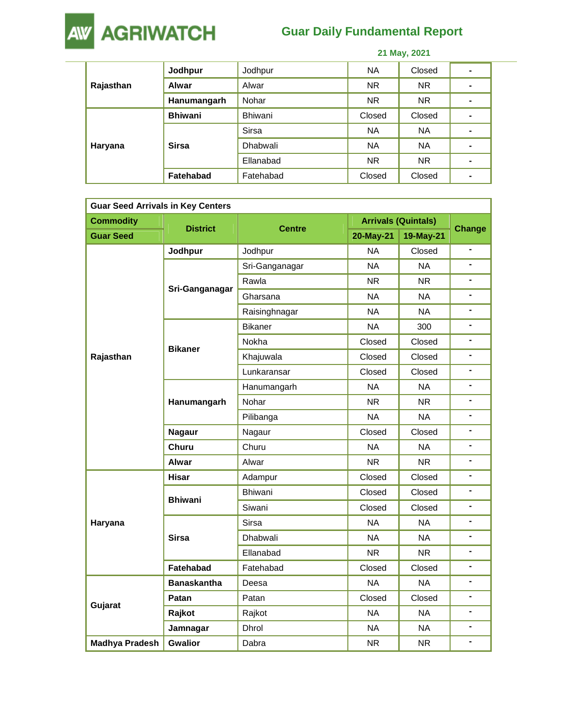| | | | | | |
|---|---|---|---|---|---|
| Rajasthan | **Jodhpur** | Jodhpur | NA | Closed | - |
| | **Alwar** | Alwar | NR | NR | - |
| | **Hanumangarh** | Nohar | NR | NR | - |
| Haryana | **Bhiwani** | Bhiwani | Closed | Closed | - |
| | **Sirsa** | Sirsa | NA | NA | - |
| | | Dhabwali | NA | NA | - |
| | | Ellanabad | NR | NR | - |
| | **Fatehabad** | Fatehabad | Closed | Closed | - |

**Guar Seed Arrivals in Key Centers**

| Commodity | District | Centre | Arrivals (Quintals) | | Change |
|---|---|---|---|---|---|
| Guar Seed | | | 20-May-21 | 19-May-21 | |
| Rajasthan | **Jodhpur** | Jodhpur | NA | Closed | - |
| | **Sri-Ganganagar** | Sri-Ganganagar | NA | NA | - |
| | | Rawla | NR | NR | - |
| | | Gharsana | NA | NA | - |
| | | Raisinghnagar | NA | NA | - |
| | **Bikaner** | Bikaner | NA | 300 | - |
| | | Nokha | Closed | Closed | - |
| | | Khajuwala | Closed | Closed | - |
| | | Lunkaransar | Closed | Closed | - |
| | **Hanumangarh** | Hanumangarh | NA | NA | - |
| | | Nohar | NR | NR | - |
| | | Pilibanga | NA | NA | - |
| | **Nagaur** | Nagaur | Closed | Closed | - |
| | **Churu** | Churu | NA | NA | - |
| | **Alwar** | Alwar | NR | NR | - |
| Haryana | **Hisar** | Adampur | Closed | Closed | - |
| | **Bhiwani** | Bhiwani | Closed | Closed | - |
| | | Siwani | Closed | Closed | - |
| | **Sirsa** | Sirsa | NA | NA | - |
| | | Dhabwali | NA | NA | - |
| | | Ellanabad | NR | NR | - |
| | **Fatehabad** | Fatehabad | Closed | Closed | - |
| Gujarat | **Banaskantha** | Deesa | NA | NA | - |
| | **Patan** | Patan | Closed | Closed | - |
| | **Rajkot** | Rajkot | NA | NA | - |
| | **Jamnagar** | Dhrol | NA | NA | - |
| Madhya Pradesh | **Gwalior** | Dabra | NR | NR | - |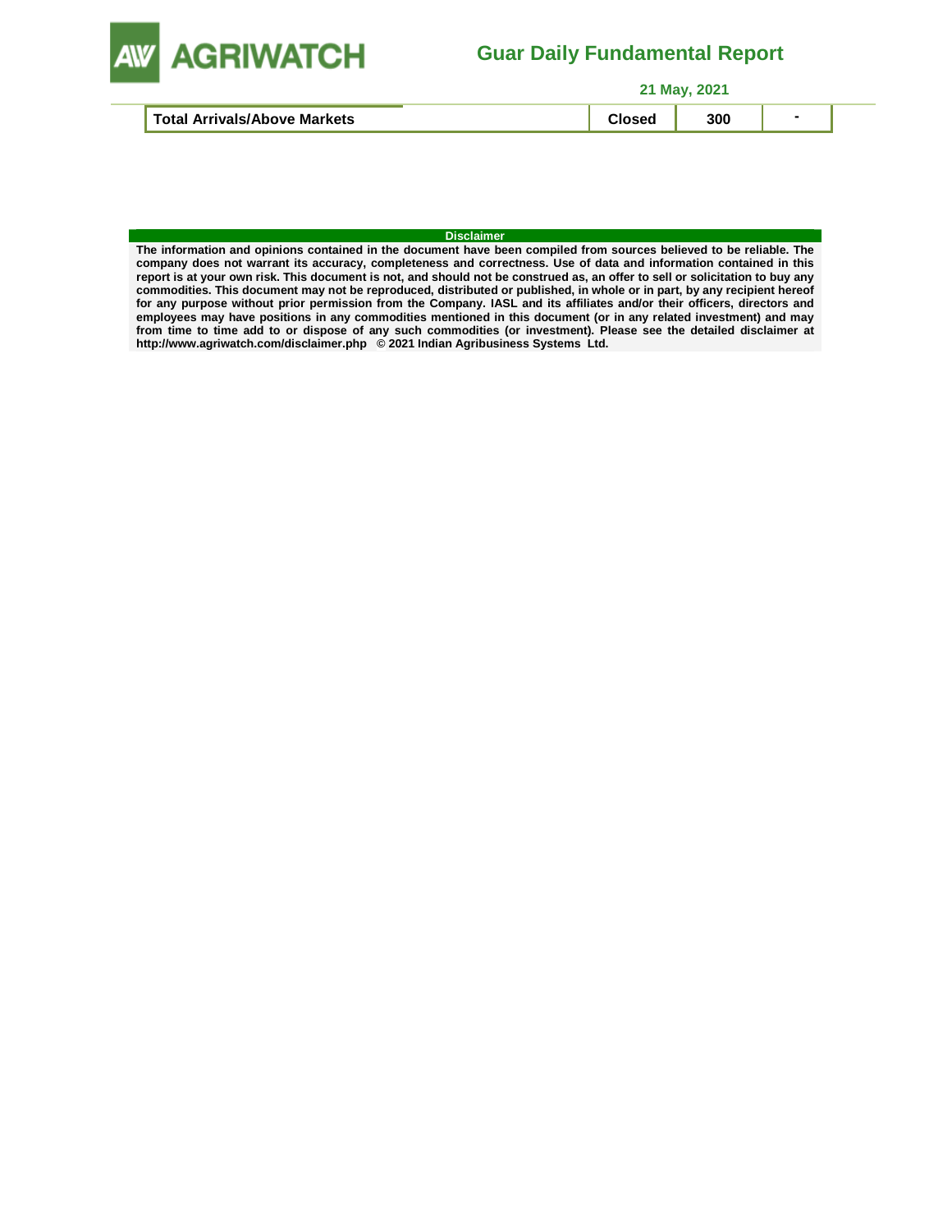| | | | |
|---|---|---|---|
| **Total Arrivals/Above Markets** | **Closed** | **300** | **-** |

**Disclaimer**

**The information and opinions contained in the document have been compiled from sources believed to be reliable. The company does not warrant its accuracy, completeness and correctness. Use of data and information contained in this report is at your own risk. This document is not, and should not be construed as, an offer to sell or solicitation to buy any commodities. This document may not be reproduced, distributed or published, in whole or in part, by any recipient hereof for any purpose without prior permission from the Company. IASL and its affiliates and/or their officers, directors and employees may have positions in any commodities mentioned in this document (or in any related investment) and may from time to time add to or dispose of any such commodities (or investment). Please see the detailed disclaimer at http://www.agriwatch.com/disclaimer.php © 2021 Indian Agribusiness Systems Ltd.**